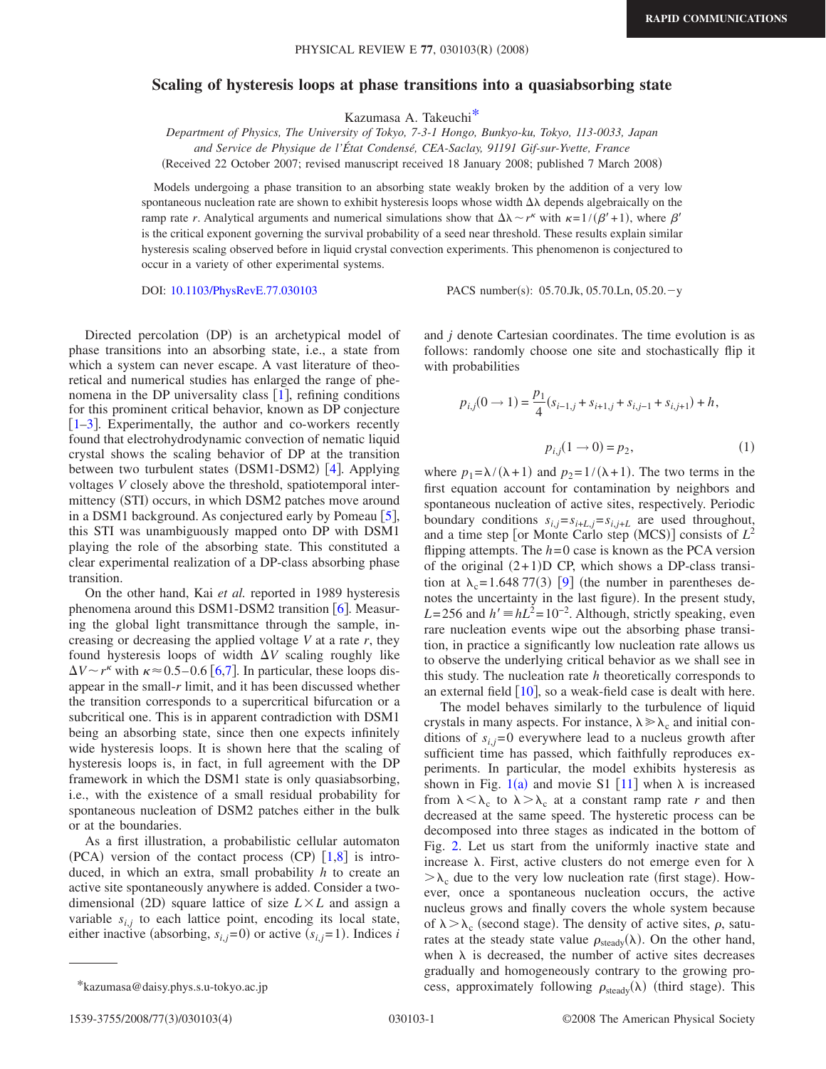RAPID COMMUNICATIONS

# Scaling of hysteresis loops at phase transitions into a quasiabsorbing state

Kazumasa A. Takeuchi*

*Department of Physics, The University of Tokyo, 7-3-1 Hongo, Bunkyo-ku, Tokyo, 113-0033, Japan and Service de Physique de l'État Condensé, CEA-Saclay, 91191 Gif-sur-Yvette, France*

(Received 22 October 2007; revised manuscript received 18 January 2008; published 7 March 2008)

Models undergoing a phase transition to an absorbing state weakly broken by the addition of a very low spontaneous nucleation rate are shown to exhibit hysteresis loops whose width $\Delta\lambda$ depends algebraically on the ramp rate $r$. Analytical arguments and numerical simulations show that $\Delta\lambda \sim r^{\kappa}$ with $\kappa = 1/(\beta' + 1)$, where $\beta'$ is the critical exponent governing the survival probability of a seed near threshold. These results explain similar hysteresis scaling observed before in liquid crystal convection experiments. This phenomenon is conjectured to occur in a variety of other experimental systems.

DOI: 10.1103/PhysRevE.77.030103 PACS number(s): 05.70.Jk, 05.70.Ln, 05.20.−y

Directed percolation (DP) is an archetypical model of phase transitions into an absorbing state, i.e., a state from which a system can never escape. A vast literature of theoretical and numerical studies has enlarged the range of phenomena in the DP universality class [1], refining conditions for this prominent critical behavior, known as DP conjecture [1–3]. Experimentally, the author and co-workers recently found that electrohydrodynamic convection of nematic liquid crystal shows the scaling behavior of DP at the transition between two turbulent states (DSM1-DSM2) [4]. Applying voltages $V$ closely above the threshold, spatiotemporal intermittency (STI) occurs, in which DSM2 patches move around in a DSM1 background. As conjectured early by Pomeau [5], this STI was unambiguously mapped onto DP with DSM1 playing the role of the absorbing state. This constituted a clear experimental realization of a DP-class absorbing phase transition.

On the other hand, Kai *et al.* reported in 1989 hysteresis phenomena around this DSM1-DSM2 transition [6]. Measuring the global light transmittance through the sample, increasing or decreasing the applied voltage $V$ at a rate $r$, they found hysteresis loops of width $\Delta V$ scaling roughly like $\Delta V \sim r^{\kappa}$ with $\kappa \approx 0.5–0.6$ [6,7]. In particular, these loops disappear in the small-$r$ limit, and it has been discussed whether the transition corresponds to a supercritical bifurcation or a subcritical one. This is in apparent contradiction with DSM1 being an absorbing state, since then one expects infinitely wide hysteresis loops. It is shown here that the scaling of hysteresis loops is, in fact, in full agreement with the DP framework in which the DSM1 state is only quasiabsorbing, i.e., with the existence of a small residual probability for spontaneous nucleation of DSM2 patches either in the bulk or at the boundaries.

As a first illustration, a probabilistic cellular automaton (PCA) version of the contact process (CP) [1,8] is introduced, in which an extra, small probability $h$ to create an active site spontaneously anywhere is added. Consider a two-dimensional (2D) square lattice of size $L \times L$ and assign a variable $s_{i,j}$ to each lattice point, encoding its local state, either inactive (absorbing, $s_{i,j}=0$) or active ($s_{i,j}=1$). Indices $i$ and $j$ denote Cartesian coordinates. The time evolution is as follows: randomly choose one site and stochastically flip it with probabilities

$$p_{i,j}(0 \to 1) = \frac{p_1}{4}(s_{i-1,j} + s_{i+1,j} + s_{i,j-1} + s_{i,j+1}) + h,$$

$$p_{i,j}(1 \to 0) = p_2, \tag{1}$$

where $p_1 = \lambda/(\lambda+1)$ and $p_2 = 1/(\lambda+1)$. The two terms in the first equation account for contamination by neighbors and spontaneous nucleation of active sites, respectively. Periodic boundary conditions $s_{i,j} = s_{i+L,j} = s_{i,j+L}$ are used throughout, and a time step [or Monte Carlo step (MCS)] consists of $L^2$ flipping attempts. The $h=0$ case is known as the PCA version of the original (2+1)D CP, which shows a DP-class transition at $\lambda_c = 1.648\,77(3)$ [9] (the number in parentheses denotes the uncertainty in the last figure). In the present study, $L=256$ and $h' \equiv hL^2 = 10^{-2}$. Although, strictly speaking, even rare nucleation events wipe out the absorbing phase transition, in practice a significantly low nucleation rate allows us to observe the underlying critical behavior as we shall see in this study. The nucleation rate $h$ theoretically corresponds to an external field [10], so a weak-field case is dealt with here.

The model behaves similarly to the turbulence of liquid crystals in many aspects. For instance, $\lambda \gg \lambda_c$ and initial conditions of $s_{i,j}=0$ everywhere lead to a nucleus growth after sufficient time has passed, which faithfully reproduces experiments. In particular, the model exhibits hysteresis as shown in Fig. 1(a) and movie S1 [11] when $\lambda$ is increased from $\lambda < \lambda_c$ to $\lambda > \lambda_c$ at a constant ramp rate $r$ and then decreased at the same speed. The hysteretic process can be decomposed into three stages as indicated in the bottom of Fig. 2. Let us start from the uniformly inactive state and increase $\lambda$. First, active clusters do not emerge even for $\lambda > \lambda_c$ due to the very low nucleation rate (first stage). However, once a spontaneous nucleation occurs, the active nucleus grows and finally covers the whole system because of $\lambda > \lambda_c$ (second stage). The density of active sites, $\rho$, saturates at the steady state value $\rho_{\mathrm{steady}}(\lambda)$. On the other hand, when $\lambda$ is decreased, the number of active sites decreases gradually and homogeneously contrary to the growing process, approximately following $\rho_{\mathrm{steady}}(\lambda)$ (third stage). This

*kazumasa@daisy.phys.s.u-tokyo.ac.jp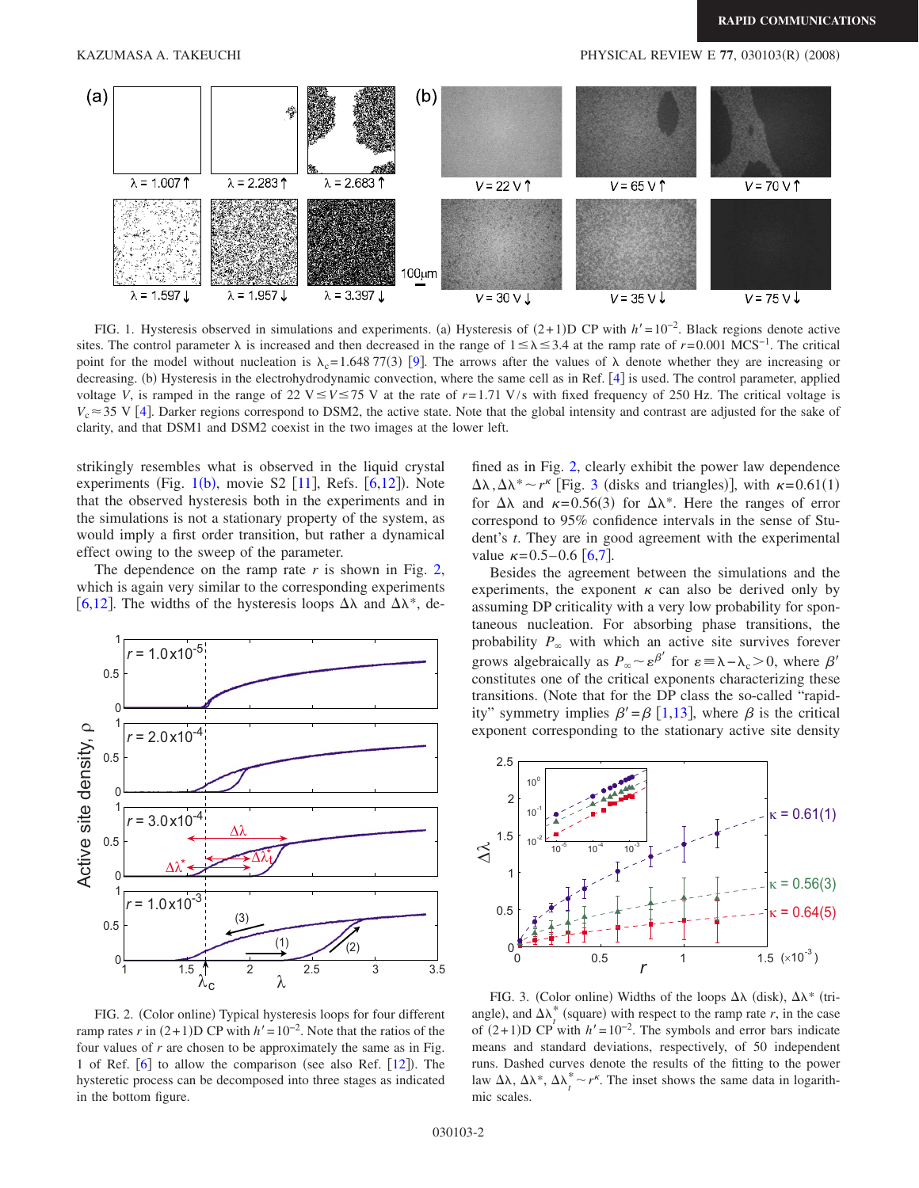FIG. 1. Hysteresis observed in simulations and experiments. (a) Hysteresis of (2+1)D CP with $h'=10^{-2}$. Black regions denote active sites. The control parameter $\lambda$ is increased and then decreased in the range of $1 \le \lambda \le 3.4$ at the ramp rate of $r=0.001$ MCS$^{-1}$. The critical point for the model without nucleation is $\lambda_c = 1.648\,77(3)$ [9]. The arrows after the values of $\lambda$ denote whether they are increasing or decreasing. (b) Hysteresis in the electrohydrodynamic convection, where the same cell as in Ref. [4] is used. The control parameter, applied voltage $V$, is ramped in the range of $22\text{ V} \le V \le 75\text{ V}$ at the rate of $r=1.71$ V/s with fixed frequency of 250 Hz. The critical voltage is $V_c \approx 35$ V [4]. Darker regions correspond to DSM2, the active state. Note that the global intensity and contrast are adjusted for the sake of clarity, and that DSM1 and DSM2 coexist in the two images at the lower left.

strikingly resembles what is observed in the liquid crystal experiments (Fig. 1(b), movie S2 [11], Refs. [6,12]). Note that the observed hysteresis both in the experiments and in the simulations is not a stationary property of the system, as would imply a first order transition, but rather a dynamical effect owing to the sweep of the parameter.

The dependence on the ramp rate $r$ is shown in Fig. 2, which is again very similar to the corresponding experiments [6,12]. The widths of the hysteresis loops $\Delta\lambda$ and $\Delta\lambda^*$, defined as in Fig. 2, clearly exhibit the power law dependence $\Delta\lambda, \Delta\lambda^* \sim r^{\kappa}$ [Fig. 3 (disks and triangles)], with $\kappa = 0.61(1)$ for $\Delta\lambda$ and $\kappa = 0.56(3)$ for $\Delta\lambda^*$. Here the ranges of error correspond to 95% confidence intervals in the sense of Student's $t$. They are in good agreement with the experimental value $\kappa = 0.5$–$0.6$ [6,7].

FIG. 2. (Color online) Typical hysteresis loops for four different ramp rates $r$ in (2+1)D CP with $h'=10^{-2}$. Note that the ratios of the four values of $r$ are chosen to be approximately the same as in Fig. 1 of Ref. [6] to allow the comparison (see also Ref. [12]). The hysteretic process can be decomposed into three stages as indicated in the bottom figure.

Besides the agreement between the simulations and the experiments, the exponent $\kappa$ can also be derived only by assuming DP criticality with a very low probability for spontaneous nucleation. For absorbing phase transitions, the probability $P_\infty$ with which an active site survives forever grows algebraically as $P_\infty \sim \varepsilon^{\beta'}$ for $\varepsilon \equiv \lambda - \lambda_c > 0$, where $\beta'$ constitutes one of the critical exponents characterizing these transitions. (Note that for the DP class the so-called "rapidity" symmetry implies $\beta' = \beta$ [1,13], where $\beta$ is the critical exponent corresponding to the stationary active site density

FIG. 3. (Color online) Widths of the loops $\Delta\lambda$ (disk), $\Delta\lambda^*$ (triangle), and $\Delta\lambda_t^*$ (square) with respect to the ramp rate $r$, in the case of (2+1)D CP with $h'=10^{-2}$. The symbols and error bars indicate means and standard deviations, respectively, of 50 independent runs. Dashed curves denote the results of the fitting to the power law $\Delta\lambda$, $\Delta\lambda^*$, $\Delta\lambda_t^* \sim r^{\kappa}$. The inset shows the same data in logarithmic scales.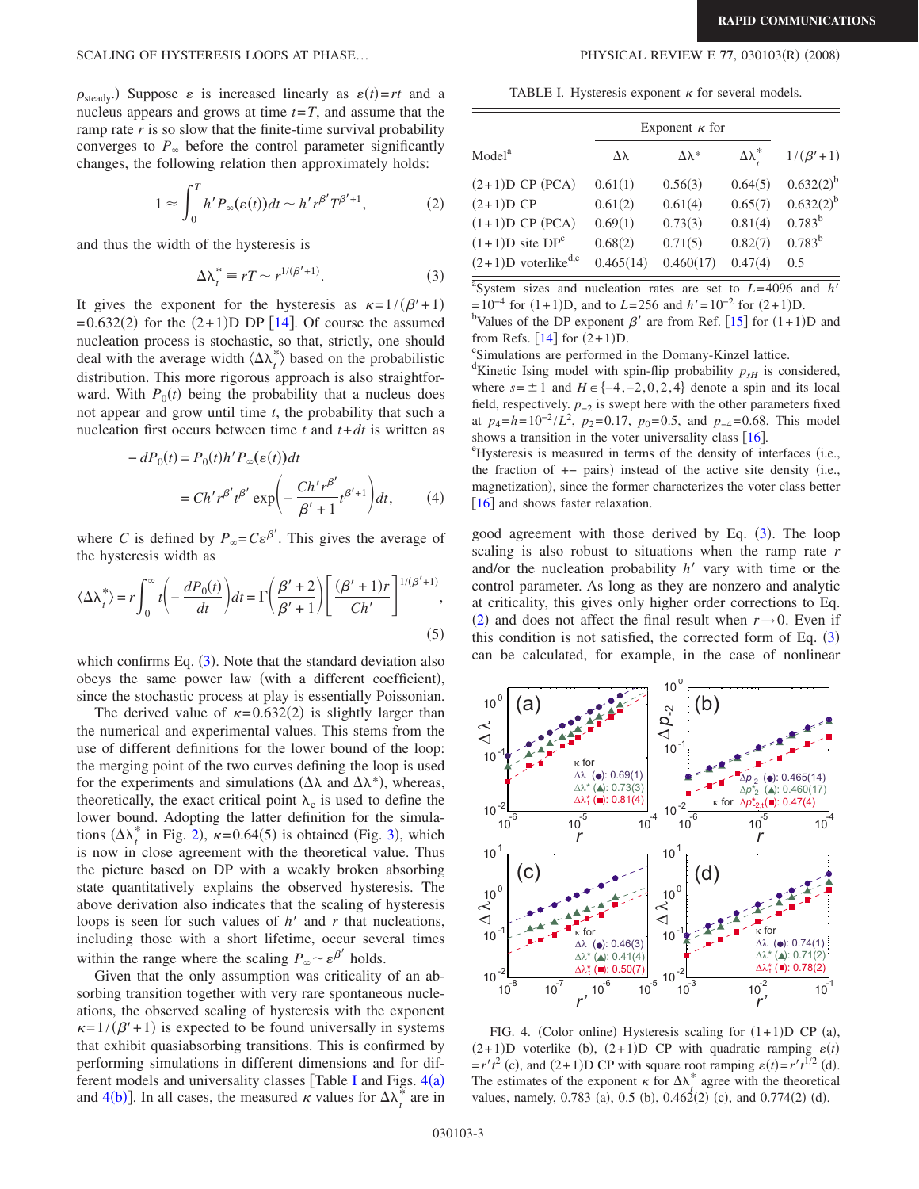$\rho_{\mathrm{steady}}$.) Suppose $\varepsilon$ is increased linearly as $\varepsilon(t)=rt$ and a nucleus appears and grows at time $t=T$, and assume that the ramp rate $r$ is so slow that the finite-time survival probability converges to $P_\infty$ before the control parameter significantly changes, the following relation then approximately holds:

$$1 \approx \int_0^T h' P_\infty(\varepsilon(t))dt \sim h' r^{\beta'} T^{\beta'+1}, \tag{2}$$

and thus the width of the hysteresis is

$$\Delta\lambda_t^* \equiv rT \sim r^{1/(\beta'+1)}. \tag{3}$$

It gives the exponent for the hysteresis as $\kappa=1/(\beta'+1)=0.632(2)$ for the (2+1)D DP [14]. Of course the assumed nucleation process is stochastic, so that, strictly, one should deal with the average width $\langle\Delta\lambda_t^*\rangle$ based on the probabilistic distribution. This more rigorous approach is also straightforward. With $P_0(t)$ being the probability that a nucleus does not appear and grow until time $t$, the probability that such a nucleation first occurs between time $t$ and $t+dt$ is written as

$$\begin{aligned} -dP_0(t) &= P_0(t)h'P_\infty(\varepsilon(t))dt \\ &= Ch'r^{\beta'}t^{\beta'}\exp\left(-\frac{Ch'r^{\beta'}}{\beta'+1}t^{\beta'+1}\right)dt, \end{aligned} \tag{4}$$

where $C$ is defined by $P_\infty = C\varepsilon^{\beta'}$. This gives the average of the hysteresis width as

$$\langle\Delta\lambda_t^*\rangle = r\int_0^\infty t\left(-\frac{dP_0(t)}{dt}\right)dt = \Gamma\left(\frac{\beta'+2}{\beta'+1}\right)\left[\frac{(\beta'+1)r}{Ch'}\right]^{1/(\beta'+1)}, \tag{5}$$

which confirms Eq. (3). Note that the standard deviation also obeys the same power law (with a different coefficient), since the stochastic process at play is essentially Poissonian.

The derived value of $\kappa=0.632(2)$ is slightly larger than the numerical and experimental values. This stems from the use of different definitions for the lower bound of the loop: the merging point of the two curves defining the loop is used for the experiments and simulations ($\Delta\lambda$ and $\Delta\lambda^*$), whereas, theoretically, the exact critical point $\lambda_c$ is used to define the lower bound. Adopting the latter definition for the simulations ($\Delta\lambda_t^*$ in Fig. 2), $\kappa=0.64(5)$ is obtained (Fig. 3), which is now in close agreement with the theoretical value. Thus the picture based on DP with a weakly broken absorbing state quantitatively explains the observed hysteresis. The above derivation also indicates that the scaling of hysteresis loops is seen for such values of $h'$ and $r$ that nucleations, including those with a short lifetime, occur several times within the range where the scaling $P_\infty \sim \varepsilon^{\beta'}$ holds.

Given that the only assumption was criticality of an absorbing transition together with very rare spontaneous nucleations, the observed scaling of hysteresis with the exponent $\kappa=1/(\beta'+1)$ is expected to be found universally in systems that exhibit quasiabsorbing transitions. This is confirmed by performing simulations in different dimensions and for different models and universality classes [Table I and Figs. 4(a) and 4(b)]. In all cases, the measured $\kappa$ values for $\Delta\lambda_t^*$ are in good agreement with those derived by Eq. (3). The loop scaling is also robust to situations when the ramp rate $r$ and/or the nucleation probability $h'$ vary with time or the control parameter. As long as they are nonzero and analytic at criticality, this gives only higher order corrections to Eq. (2) and does not affect the final result when $r\to 0$. Even if this condition is not satisfied, the corrected form of Eq. (3) can be calculated, for example, in the case of nonlinear

TABLE I. Hysteresis exponent $\kappa$ for several models.

| Model[a] | Exponent $\kappa$ for | | | |
|---|---|---|---|---|
| | $\Delta\lambda$ | $\Delta\lambda^*$ | $\Delta\lambda_t^*$ | $1/(\beta'+1)$ |
| (2+1)D CP (PCA) | 0.61(1) | 0.56(3) | 0.64(5) | 0.632(2)[b] |
| (2+1)D CP | 0.61(2) | 0.61(4) | 0.65(7) | 0.632(2)[b] |
| (1+1)D CP (PCA) | 0.69(1) | 0.73(3) | 0.81(4) | 0.783[b] |
| (1+1)D site DP[c] | 0.68(2) | 0.71(5) | 0.82(7) | 0.783[b] |
| (2+1)D voterlike[d,e] | 0.465(14) | 0.460(17) | 0.47(4) | 0.5 |

[a]System sizes and nucleation rates are set to $L=4096$ and $h'=10^{-4}$ for (1+1)D, and to $L=256$ and $h'=10^{-2}$ for (2+1)D.
[b]Values of the DP exponent $\beta'$ are from Ref. [15] for (1+1)D and from Refs. [14] for (2+1)D.
[c]Simulations are performed in the Domany-Kinzel lattice.
[d]Kinetic Ising model with spin-flip probability $p_{sH}$ is considered, where $s=\pm 1$ and $H\in\{-4,-2,0,2,4\}$ denote a spin and its local field, respectively. $p_{-2}$ is swept here with the other parameters fixed at $p_4=h=10^{-2}/L^2$, $p_2=0.17$, $p_0=0.5$, and $p_{-4}=0.68$. This model shows a transition in the voter universality class [16].
[e]Hysteresis is measured in terms of the density of interfaces (i.e., the fraction of +− pairs) instead of the active site density (i.e., magnetization), since the former characterizes the voter class better [16] and shows faster relaxation.

FIG. 4. (Color online) Hysteresis scaling for (1+1)D CP (a), (2+1)D voterlike (b), (2+1)D CP with quadratic ramping $\varepsilon(t)=r't^2$ (c), and (2+1)D CP with square root ramping $\varepsilon(t)=r't^{1/2}$ (d). The estimates of the exponent $\kappa$ for $\Delta\lambda_t^*$ agree with the theoretical values, namely, 0.783 (a), 0.5 (b), 0.462(2) (c), and 0.774(2) (d).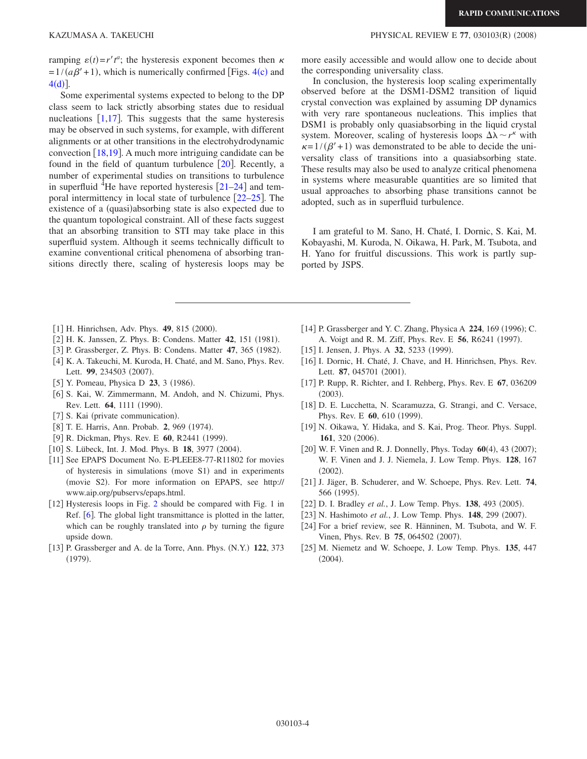ramping $\varepsilon(t)=r' t^a$; the hysteresis exponent becomes then $\kappa = 1/(a\beta'+1)$, which is numerically confirmed [Figs. 4(c) and 4(d)].

Some experimental systems expected to belong to the DP class seem to lack strictly absorbing states due to residual nucleations [1,17]. This suggests that the same hysteresis may be observed in such systems, for example, with different alignments or at other transitions in the electrohydrodynamic convection [18,19]. A much more intriguing candidate can be found in the field of quantum turbulence [20]. Recently, a number of experimental studies on transitions to turbulence in superfluid $^4$He have reported hysteresis [21–24] and temporal intermittency in local state of turbulence [22–25]. The existence of a (quasi)absorbing state is also expected due to the quantum topological constraint. All of these facts suggest that an absorbing transition to STI may take place in this superfluid system. Although it seems technically difficult to examine conventional critical phenomena of absorbing transitions directly there, scaling of hysteresis loops may be more easily accessible and would allow one to decide about the corresponding universality class.

In conclusion, the hysteresis loop scaling experimentally observed before at the DSM1-DSM2 transition of liquid crystal convection was explained by assuming DP dynamics with very rare spontaneous nucleations. This implies that DSM1 is probably only quasiabsorbing in the liquid crystal system. Moreover, scaling of hysteresis loops $\Delta\lambda \sim r^\kappa$ with $\kappa = 1/(\beta'+1)$ was demonstrated to be able to decide the universality class of transitions into a quasiabsorbing state. These results may also be used to analyze critical phenomena in systems where measurable quantities are so limited that usual approaches to absorbing phase transitions cannot be adopted, such as in superfluid turbulence.

I am grateful to M. Sano, H. Chaté, I. Dornic, S. Kai, M. Kobayashi, M. Kuroda, N. Oikawa, H. Park, M. Tsubota, and H. Yano for fruitful discussions. This work is partly supported by JSPS.

---

[1] H. Hinrichsen, Adv. Phys. **49**, 815 (2000).

[2] H. K. Janssen, Z. Phys. B: Condens. Matter **42**, 151 (1981).

[3] P. Grassberger, Z. Phys. B: Condens. Matter **47**, 365 (1982).

[4] K. A. Takeuchi, M. Kuroda, H. Chaté, and M. Sano, Phys. Rev. Lett. **99**, 234503 (2007).

[5] Y. Pomeau, Physica D **23**, 3 (1986).

[6] S. Kai, W. Zimmermann, M. Andoh, and N. Chizumi, Phys. Rev. Lett. **64**, 1111 (1990).

[7] S. Kai (private communication).

[8] T. E. Harris, Ann. Probab. **2**, 969 (1974).

[9] R. Dickman, Phys. Rev. E **60**, R2441 (1999).

[10] S. Lübeck, Int. J. Mod. Phys. B **18**, 3977 (2004).

[11] See EPAPS Document No. E-PLEEE8-77-R11802 for movies of hysteresis in simulations (move S1) and in experiments (movie S2). For more information on EPAPS, see http://www.aip.org/pubservs/epaps.html.

[12] Hysteresis loops in Fig. 2 should be compared with Fig. 1 in Ref. [6]. The global light transmittance is plotted in the latter, which can be roughly translated into $\rho$ by turning the figure upside down.

[13] P. Grassberger and A. de la Torre, Ann. Phys. (N.Y.) **122**, 373 (1979).

[14] P. Grassberger and Y. C. Zhang, Physica A **224**, 169 (1996); C. A. Voigt and R. M. Ziff, Phys. Rev. E **56**, R6241 (1997).

[15] I. Jensen, J. Phys. A **32**, 5233 (1999).

[16] I. Dornic, H. Chaté, J. Chave, and H. Hinrichsen, Phys. Rev. Lett. **87**, 045701 (2001).

[17] P. Rupp, R. Richter, and I. Rehberg, Phys. Rev. E **67**, 036209 (2003).

[18] D. E. Lucchetta, N. Scaramuzza, G. Strangi, and C. Versace, Phys. Rev. E **60**, 610 (1999).

[19] N. Oikawa, Y. Hidaka, and S. Kai, Prog. Theor. Phys. Suppl. **161**, 320 (2006).

[20] W. F. Vinen and R. J. Donnelly, Phys. Today **60**(4), 43 (2007); W. F. Vinen and J. J. Niemela, J. Low Temp. Phys. **128**, 167 (2002).

[21] J. Jäger, B. Schuderer, and W. Schoepe, Phys. Rev. Lett. **74**, 566 (1995).

[22] D. I. Bradley *et al.*, J. Low Temp. Phys. **138**, 493 (2005).

[23] N. Hashimoto *et al.*, J. Low Temp. Phys. **148**, 299 (2007).

[24] For a brief review, see R. Hänninen, M. Tsubota, and W. F. Vinen, Phys. Rev. B **75**, 064502 (2007).

[25] M. Niemetz and W. Schoepe, J. Low Temp. Phys. **135**, 447 (2004).